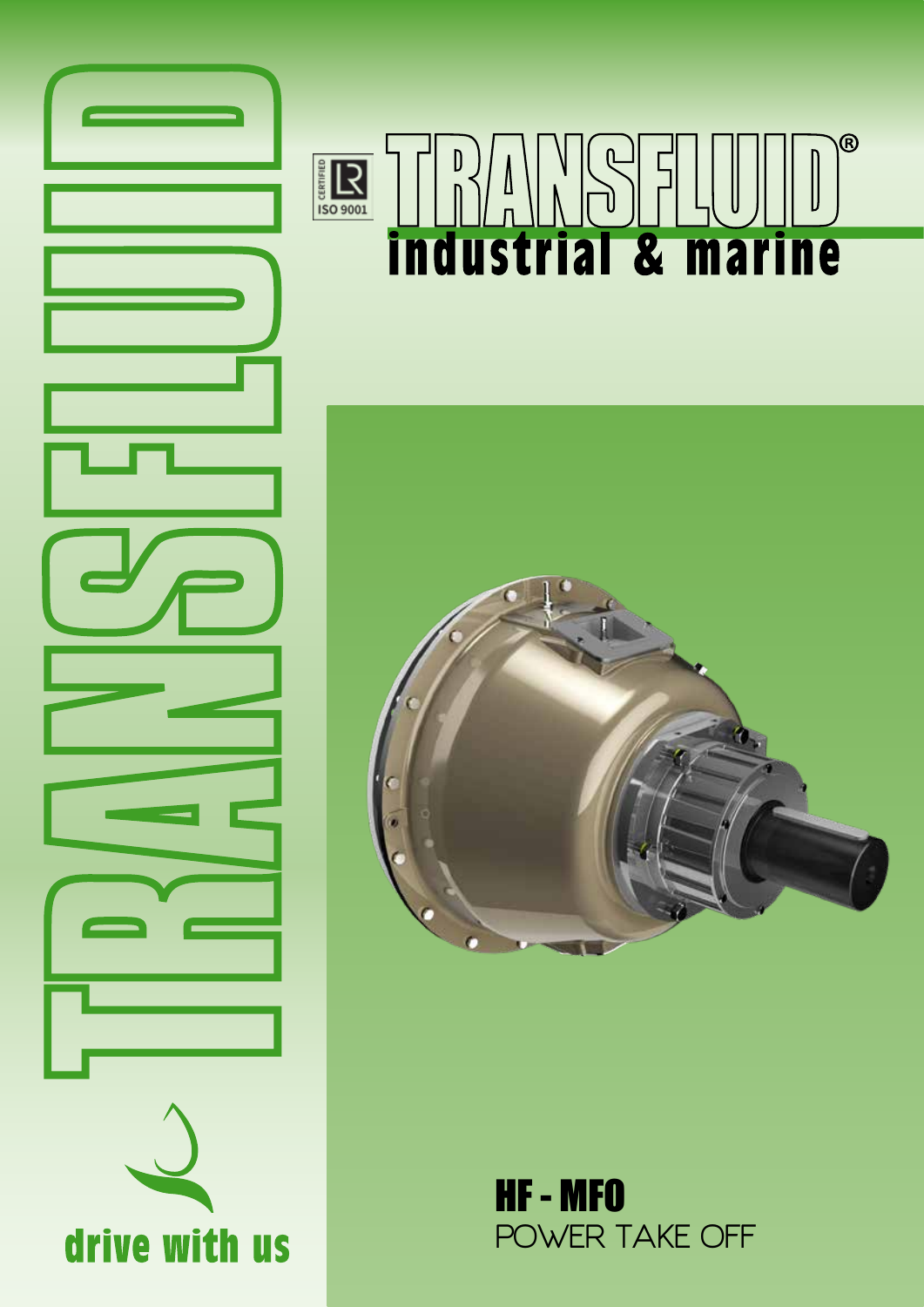TRANSFLUID

CERTIFIED ISO 9001

# TRANSFLUID®

## industrial & marine

drive with us

# HF - MFO

## POWER TAKE OFF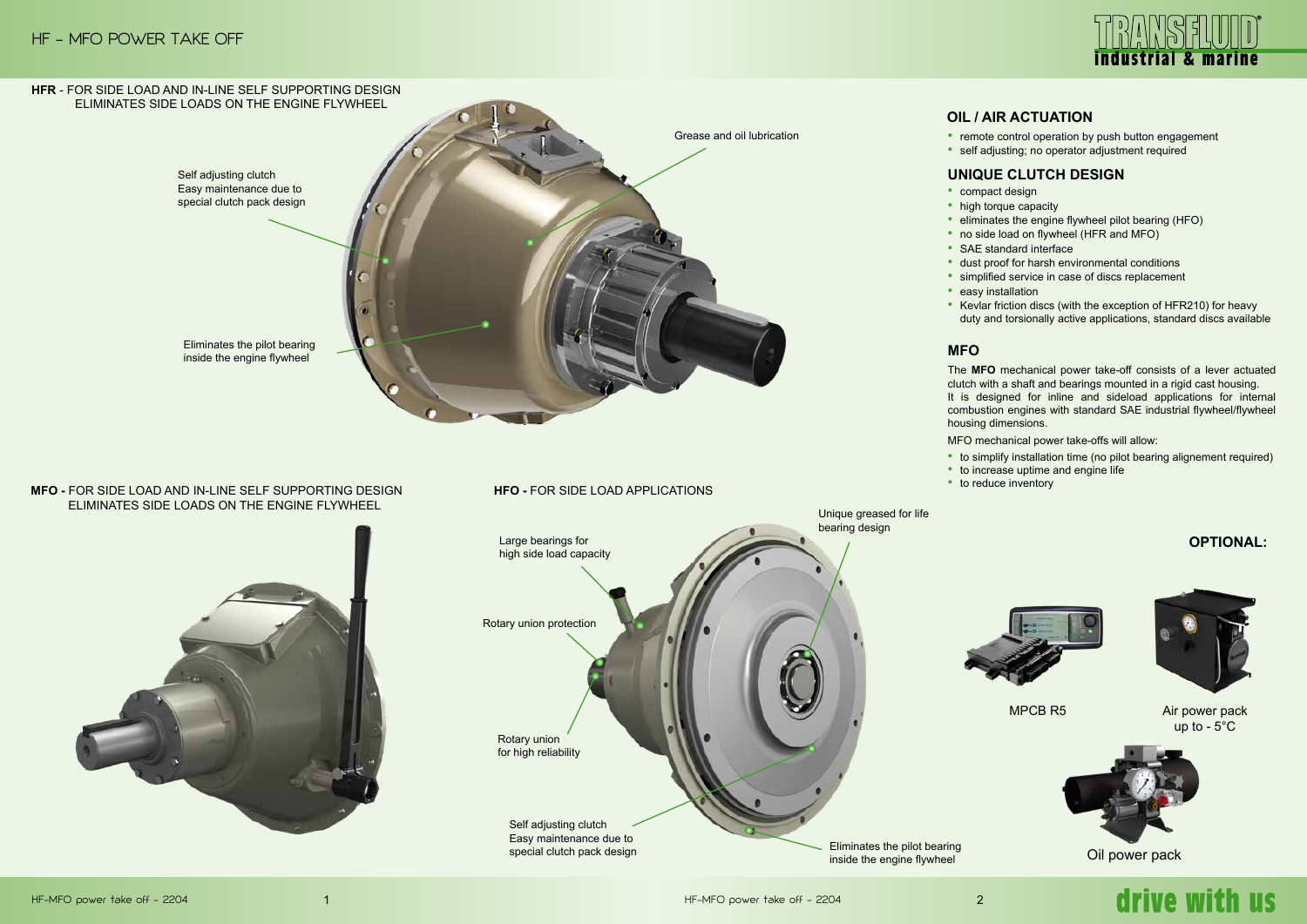# HF - MFO POWER TAKE OFF

**HFR** - FOR SIDE LOAD AND IN-LINE SELF SUPPORTING DESIGN ELIMINATES SIDE LOADS ON THE ENGINE FLYWHEEL

Self adjusting clutch
Easy maintenance due to special clutch pack design

Grease and oil lubrication

Eliminates the pilot bearing inside the engine flywheel

**MFO -** FOR SIDE LOAD AND IN-LINE SELF SUPPORTING DESIGN ELIMINATES SIDE LOADS ON THE ENGINE FLYWHEEL

**HFO -** FOR SIDE LOAD APPLICATIONS

Large bearings for high side load capacity

Unique greased for life bearing design

Rotary union protection

Rotary union for high reliability

Self adjusting clutch
Easy maintenance due to special clutch pack design

Eliminates the pilot bearing inside the engine flywheel

## OIL / AIR ACTUATION

- remote control operation by push button engagement
- self adjusting; no operator adjustment required

## UNIQUE CLUTCH DESIGN

- compact design
- high torque capacity
- eliminates the engine flywheel pilot bearing (HFO)
- no side load on flywheel (HFR and MFO)
- SAE standard interface
- dust proof for harsh environmental conditions
- simplified service in case of discs replacement
- easy installation
- Kevlar friction discs (with the exception of HFR210) for heavy duty and torsionally active applications, standard discs available

## MFO

The **MFO** mechanical power take-off consists of a lever actuated clutch with a shaft and bearings mounted in a rigid cast housing. It is designed for inline and sideload applications for internal combustion engines with standard SAE industrial flywheel/flywheel housing dimensions.

MFO mechanical power take-offs will allow:

- to simplify installation time (no pilot bearing alignement required)
- to increase uptime and engine life
- to reduce inventory

## OPTIONAL:

MPCB R5

Air power pack up to - 5°C

Oil power pack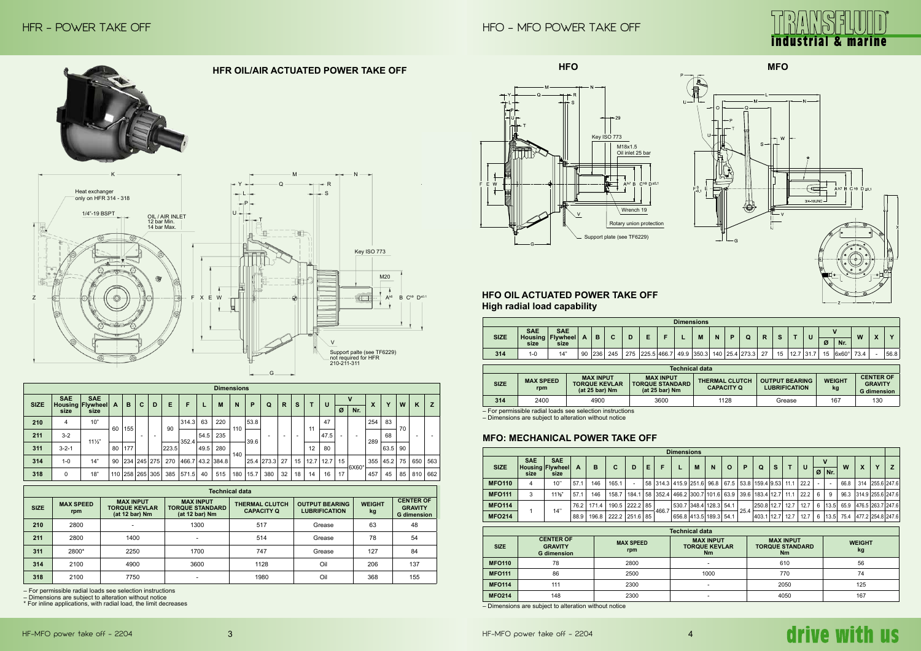## HFR OIL/AIR ACTUATED POWER TAKE OFF

| Dimensions | | | | | | | | | | | | | | | | | | | | | | | | | |
|---|---|---|---|---|---|---|---|---|---|---|---|---|---|---|---|---|---|---|---|---|---|---|---|---|---|
| SIZE | SAE Housing size | SAE Flywheel size | A | B | C | D | E | F | L | M | N | P | Q | R | S | T | U | V | | X | Y | W | K | Z |
| | | | | | | | | | | | | | | | | | | Ø | Nr. | | | | | |
| 210 | 4 | 10" | 60 | 155 | - | - | 90 | 314.3 | 63 | 220 | 110 | 53.8 | - | - | - | 11 | 47 | - | - | 254 | 83 | 70 | - | - |
| 211 | 3-2 | 11½" | 60 | 155 | - | - | 90 | 352.4 | 54.5 | 235 | 110 | 39.6 | - | - | - | 11 | 47.5 | - | - | 289 | 68 | 70 | - | - |
| 311 | 3-2-1 | 11½" | 80 | 177 | - | - | 223.5 | 352.4 | 49.5 | 280 | 140 | 39.6 | - | - | - | 12 | 80 | - | - | 289 | 63.5 | 90 | - | - |
| 314 | 1-0 | 14" | 90 | 234 | 245 | 275 | 270 | 466.7 | 43.2 | 384.8 | 140 | 25.4 | 273.3 | 27 | 15 | 12.7 | 12.7 | 15 | 6X60° | 355 | 45.2 | 75 | 650 | 563 |
| 318 | 0 | 18" | 110 | 258 | 265 | 305 | 385 | 571.5 | 40 | 515 | 180 | 15.7 | 380 | 32 | 18 | 14 | 16 | 17 | 6X60° | 457 | 45 | 85 | 810 | 662 |

| Technical data | | | | | | | |
|---|---|---|---|---|---|---|---|
| SIZE | MAX SPEED rpm | MAX INPUT TORQUE KEVLAR (at 12 bar) Nm | MAX INPUT TORQUE STANDARD (at 12 bar) Nm | THERMAL CLUTCH CAPACITY Q | OUTPUT BEARING LUBRIFICATION | WEIGHT kg | CENTER OF GRAVITY G dimension |
| 210 | 2800 | - | 1300 | 517 | Grease | 63 | 48 |
| 211 | 2800 | 1400 | - | 514 | Grease | 78 | 54 |
| 311 | 2800* | 2250 | 1700 | 747 | Grease | 127 | 84 |
| 314 | 2100 | 4900 | 3600 | 1128 | Oil | 206 | 137 |
| 318 | 2100 | 7750 | - | 1980 | Oil | 368 | 155 |

– For permissible radial loads see selection instructions
– Dimensions are subject to alteration without notice
\* For inline applications, with radial load, the limit decreases

## HFO OIL ACTUATED POWER TAKE OFF

### High radial load capability

| Dimensions | | | | | | | | | | | | | | | | | | | | | | |
|---|---|---|---|---|---|---|---|---|---|---|---|---|---|---|---|---|---|---|---|---|---|---|
| SIZE | SAE Housing size | SAE Flywheel size | A | B | C | D | E | F | L | M | N | P | Q | R | S | T | U | V | | W | X | Y |
| | | | | | | | | | | | | | | | | | | Ø | Nr. | | | |
| 314 | 1-0 | 14" | 90 | 236 | 245 | 275 | 225.5 | 466.7 | 49.9 | 350.3 | 140 | 25.4 | 273.3 | 27 | 15 | 12.7 | 31.7 | 15 | 6x60° | 73.4 | - | 56.8 |

| Technical data | | | | | | | |
|---|---|---|---|---|---|---|---|
| SIZE | MAX SPEED rpm | MAX INPUT TORQUE KEVLAR (at 25 bar) Nm | MAX INPUT TORQUE STANDARD (at 25 bar) Nm | THERMAL CLUTCH CAPACITY Q | OUTPUT BEARING LUBRIFICATION | WEIGHT kg | CENTER OF GRAVITY G dimension |
| 314 | 2400 | 4900 | 3600 | 1128 | Grease | 167 | 130 |

– For permissible radial loads see selection instructions
– Dimensions are subject to alteration without notice

## MFO: MECHANICAL POWER TAKE OFF

| Dimensions | | | | | | | | | | | | | | | | | | | | | | |
|---|---|---|---|---|---|---|---|---|---|---|---|---|---|---|---|---|---|---|---|---|---|---|
| SIZE | SAE Housing size | SAE Flywheel size | A | B | C | D | E | F | L | M | N | O | P | Q | S | T | U | V | | W | X | Y | Z |
| | | | | | | | | | | | | | | | | | | Ø | Nr. | | | | |
| MFO110 | 4 | 10" | 57.1 | 146 | 165.1 | - | 58 | 314.3 | 415.9 | 251.6 | 96.8 | 67.5 | 53.8 | 159.4 | 9.53 | 11.1 | 22.2 | - | - | 66.8 | 314 | 255.6 | 247.6 |
| MFO111 | 3 | 11½" | 57.1 | 146 | 158.7 | 184.1 | 58 | 352.4 | 466.2 | 300.7 | 101.6 | 63.9 | 39.6 | 183.4 | 12.7 | 11.1 | 22.2 | 6 | 9 | 96.3 | 314.9 | 255.6 | 247.6 |
| MFO114 | 1 | 14" | 76.2 | 171.4 | 190.5 | 222.2 | 85 | 466.7 | 530.7 | 348.4 | 128.3 | 54.1 | 25.4 | 250.8 | 12.7 | 12.7 | 12.7 | 6 | 13.5 | 65.9 | 476.5 | 263.7 | 247.6 |
| MFO214 | 1 | 14" | 88.9 | 196.8 | 222.2 | 251.6 | 85 | 466.7 | 656.8 | 413.5 | 189.3 | 54.1 | 25.4 | 403.1 | 12.7 | 12.7 | 12.7 | 6 | 13.5 | 75.4 | 477.2 | 254.8 | 247.6 |

| Technical data | | | | | |
|---|---|---|---|---|---|
| SIZE | CENTER OF GRAVITY G dimension | MAX SPEED rpm | MAX INPUT TORQUE KEVLAR Nm | MAX INPUT TORQUE STANDARD Nm | WEIGHT kg |
| MFO110 | 78 | 2800 | - | 610 | 56 |
| MFO111 | 86 | 2500 | 1000 | 770 | 74 |
| MFO114 | 111 | 2300 | - | 2050 | 125 |
| MFO214 | 148 | 2300 | - | 4050 | 167 |

– Dimensions are subject to alteration without notice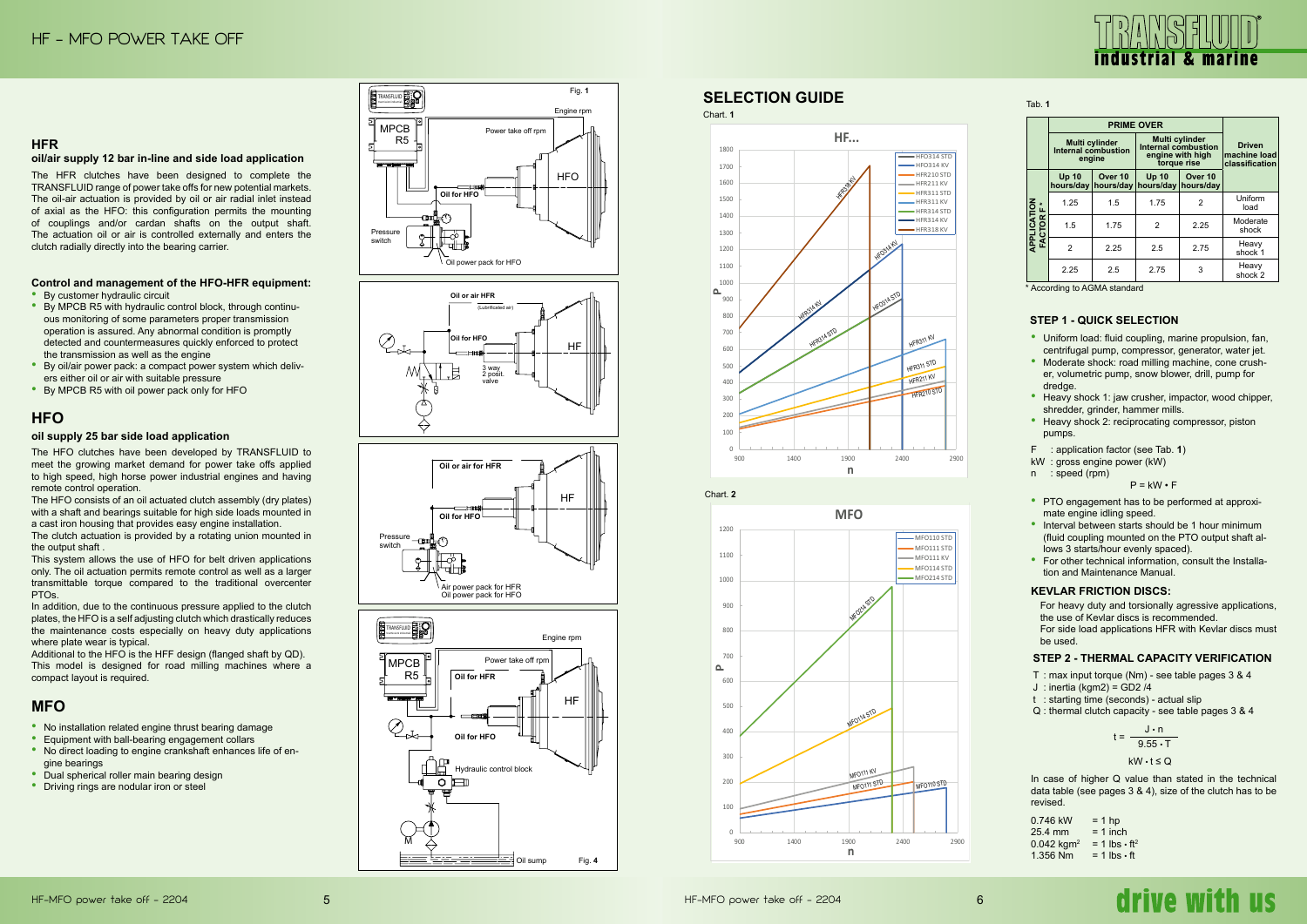# HF - MFO POWER TAKE OFF

## HFR

### oil/air supply 12 bar in-line and side load application

The HFR clutches have been designed to complete the TRANSFLUID range of power take offs for new potential markets. The oil-air actuation is provided by oil or air radial inlet instead of axial as the HFO: this configuration permits the mounting of couplings and/or cardan shafts on the output shaft. The actuation oil or air is controlled externally and enters the clutch radially directly into the bearing carrier.

### Control and management of the HFO-HFR equipment:

- By customer hydraulic circuit
- By MPCB R5 with hydraulic control block, through continuous monitoring of some parameters proper transmission operation is assured. Any abnormal condition is promptly detected and countermeasures quickly enforced to protect the transmission as well as the engine
- By oil/air power pack: a compact power system which delivers either oil or air with suitable pressure
- By MPCB R5 with oil power pack only for HFO

## HFO

### oil supply 25 bar side load application

The HFO clutches have been developed by TRANSFLUID to meet the growing market demand for power take offs applied to high speed, high horse power industrial engines and having remote control operation.

The HFO consists of an oil actuated clutch assembly (dry plates) with a shaft and bearings suitable for high side loads mounted in a cast iron housing that provides easy engine installation.

The clutch actuation is provided by a rotating union mounted in the output shaft .

This system allows the use of HFO for belt driven applications only. The oil actuation permits remote control as well as a larger transmittable torque compared to the traditional overcenter PTOs.

In addition, due to the continuous pressure applied to the clutch plates, the HFO is a self adjusting clutch which drastically reduces the maintenance costs especially on heavy duty applications where plate wear is typical.

Additional to the HFO is the HFF design (flanged shaft by QD). This model is designed for road milling machines where a compact layout is required.

## MFO

- No installation related engine thrust bearing damage
- Equipment with ball-bearing engagement collars
- No direct loading to engine crankshaft enhances life of engine bearings
- Dual spherical roller main bearing design
- Driving rings are nodular iron or steel

Fig. 1

Fig. 4

## SELECTION GUIDE

Chart. 1

Chart. 2

Tab. 1

| | PRIME OVER | | | | Driven machine load classification |
|---|---|---|---|---|---|
| | Multi cylinder Internal combustion engine | | Multi cylinder Internal combustion engine with high torque rise | | |
| | Up 10 hours/day | Over 10 hours/day | Up 10 hours/day | Over 10 hours/day | |
| APPLICATION FACTOR F * | 1.25 | 1.5 | 1.75 | 2 | Uniform load |
| | 1.5 | 1.75 | 2 | 2.25 | Moderate shock |
| | 2 | 2.25 | 2.5 | 2.75 | Heavy shock 1 |
| | 2.25 | 2.5 | 2.75 | 3 | Heavy shock 2 |

\* According to AGMA standard

### STEP 1 - QUICK SELECTION

- Uniform load: fluid coupling, marine propulsion, fan, centrifugal pump, compressor, generator, water jet.
- Moderate shock: road milling machine, cone crusher, volumetric pump, snow blower, drill, pump for dredge.
- Heavy shock 1: jaw crusher, impactor, wood chipper, shredder, grinder, hammer mills.
- Heavy shock 2: reciprocating compressor, piston pumps.

F : application factor (see Tab. 1)
kW : gross engine power (kW)
n : speed (rpm)

$$P = kW \cdot F$$

- PTO engagement has to be performed at approximate engine idling speed.
- Interval between starts should be 1 hour minimum (fluid coupling mounted on the PTO output shaft allows 3 starts/hour evenly spaced).
- For other technical information, consult the Installation and Maintenance Manual.

### KEVLAR FRICTION DISCS:

For heavy duty and torsionally agressive applications, the use of Kevlar discs is recommended.
For side load applications HFR with Kevlar discs must be used.

### STEP 2 - THERMAL CAPACITY VERIFICATION

T : max input torque (Nm) - see table pages 3 & 4
J : inertia (kgm2) = GD2 /4
t : starting time (seconds) - actual slip
Q : thermal clutch capacity - see table pages 3 & 4

$$t = \frac{J \cdot n}{9.55 \cdot T}$$

$$kW \cdot t \leq Q$$

In case of higher Q value than stated in the technical data table (see pages 3 & 4), size of the clutch has to be revised.

0.746 kW = 1 hp
25.4 mm = 1 inch
0.042 kgm² = 1 lbs • ft²
1.356 Nm = 1 lbs • ft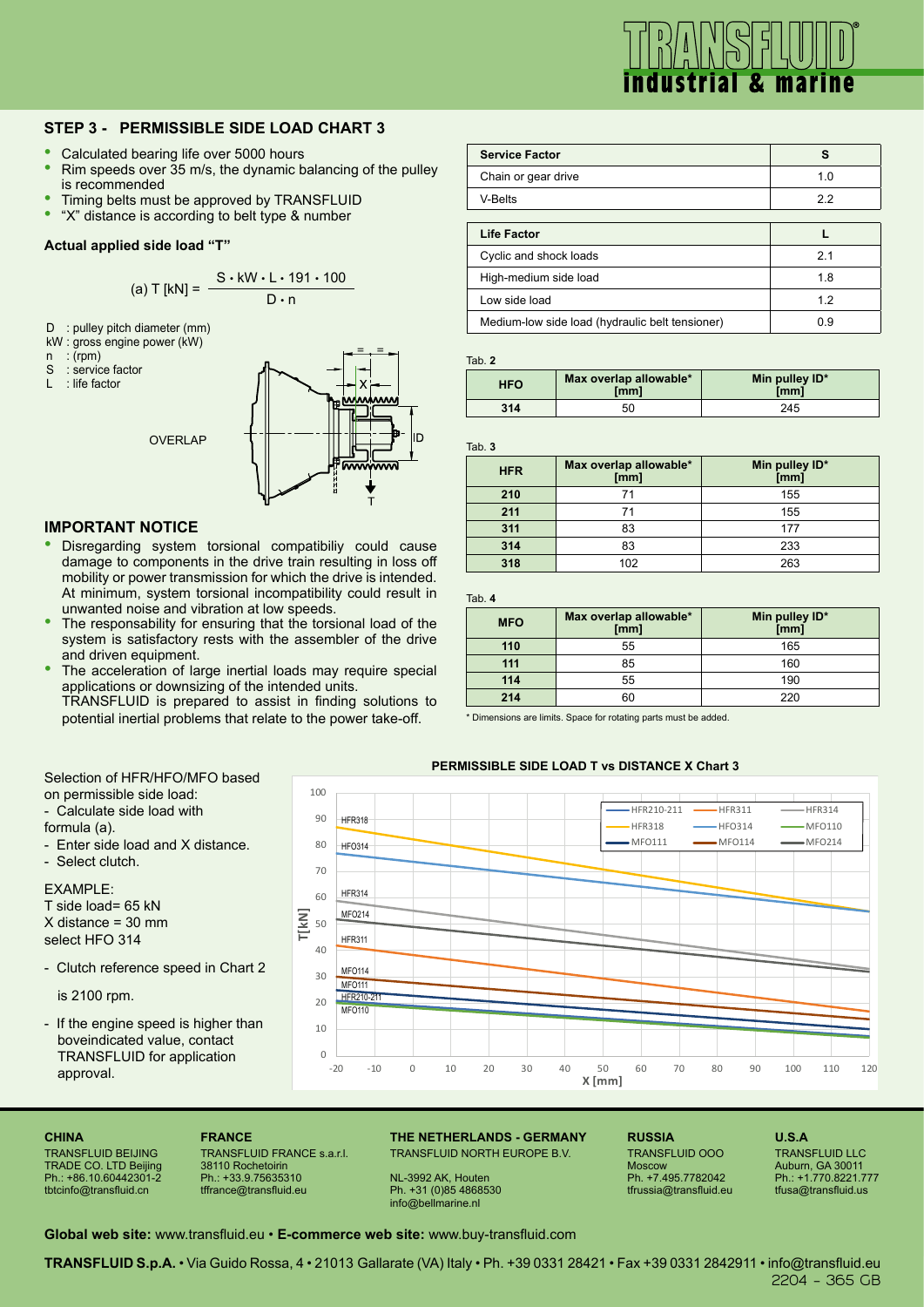## STEP 3 - PERMISSIBLE SIDE LOAD CHART 3

- Calculated bearing life over 5000 hours
- Rim speeds over 35 m/s, the dynamic balancing of the pulley is recommended
- Timing belts must be approved by TRANSFLUID
- "X" distance is according to belt type & number

**Actual applied side load "T"**

$$(a)\ T\ [kN] = \frac{S \cdot kW \cdot L \cdot 191 \cdot 100}{D \cdot n}$$

D : pulley pitch diameter (mm)
kW : gross engine power (kW)
n : (rpm)
S : service factor
L : life factor

OVERLAP

X

ID

T

| Service Factor | S |
|---|---|
| Chain or gear drive | 1.0 |
| V-Belts | 2.2 |

| Life Factor | L |
|---|---|
| Cyclic and shock loads | 2.1 |
| High-medium side load | 1.8 |
| Low side load | 1.2 |
| Medium-low side load (hydraulic belt tensioner) | 0.9 |

Tab. **2**

| HFO | Max overlap allowable* [mm] | Min pulley ID* [mm] |
|---|---|---|
| **314** | 50 | 245 |

Tab. **3**

| HFR | Max overlap allowable* [mm] | Min pulley ID* [mm] |
|---|---|---|
| **210** | 71 | 155 |
| **211** | 71 | 155 |
| **311** | 83 | 177 |
| **314** | 83 | 233 |
| **318** | 102 | 263 |

Tab. **4**

| MFO | Max overlap allowable* [mm] | Min pulley ID* [mm] |
|---|---|---|
| **110** | 55 | 165 |
| **111** | 85 | 160 |
| **114** | 55 | 190 |
| **214** | 60 | 220 |

\* Dimensions are limits. Space for rotating parts must be added.

### IMPORTANT NOTICE

- Disregarding system torsional compatibiliy could cause damage to components in the drive train resulting in loss off mobility or power transmission for which the drive is intended. At minimum, system torsional incompatibility could result in unwanted noise and vibration at low speeds.
- The responsability for ensuring that the torsional load of the system is satisfactory rests with the assembler of the drive and driven equipment.
- The acceleration of large inertial loads may require special applications or downsizing of the intended units.
  TRANSFLUID is prepared to assist in finding solutions to potential inertial problems that relate to the power take-off.

Selection of HFR/HFO/MFO based on permissible side load:
- Calculate side load with formula (a).
- Enter side load and X distance.
- Select clutch.

EXAMPLE:
T side load= 65 kN
X distance = 30 mm
select HFO 314

- Clutch reference speed in Chart 2 is 2100 rpm.
- If the engine speed is higher than boveindicated value, contact TRANSFLUID for application approval.

**PERMISSIBLE SIDE LOAD T vs DISTANCE X Chart 3**

HFR210-211, HFR311, HFR314, HFR318, HFO314, MFO110, MFO111, MFO114, MFO214

HFR318
HFO314
HFR314
MFO214
HFR311
MFO114
MFO111
HFR210-211
MFO110

T[kN]
0, 10, 20, 30, 40, 50, 60, 70, 80, 90, 100

X [mm]
-20, -10, 0, 10, 20, 30, 40, 50, 60, 70, 80, 90, 100, 110, 120

**CHINA**
TRANSFLUID BEIJING TRADE CO. LTD Beijing
Ph.: +86.10.60442301-2
tbtcinfo@transfluid.cn

**FRANCE**
TRANSFLUID FRANCE s.a.r.l.
38110 Rochetoirin
Ph.: +33.9.75635310
tffrance@transfluid.eu

**THE NETHERLANDS - GERMANY**
TRANSFLUID NORTH EUROPE B.V.
NL-3992 AK, Houten
Ph. +31 (0)85 4868530
info@bellmarine.nl

**RUSSIA**
TRANSFLUID OOO
Moscow
Ph. +7.495.7782042
tfrussia@transfluid.eu

**U.S.A**
TRANSFLUID LLC
Auburn, GA 30011
Ph.: +1.770.8221.777
tfusa@transfluid.us

**Global web site:** www.transfluid.eu • **E-commerce web site:** www.buy-transfluid.com

**TRANSFLUID S.p.A.** • Via Guido Rossa, 4 • 21013 Gallarate (VA) Italy • Ph. +39 0331 28421 • Fax +39 0331 2842911 • info@transfluid.eu

2204 - 365 GB